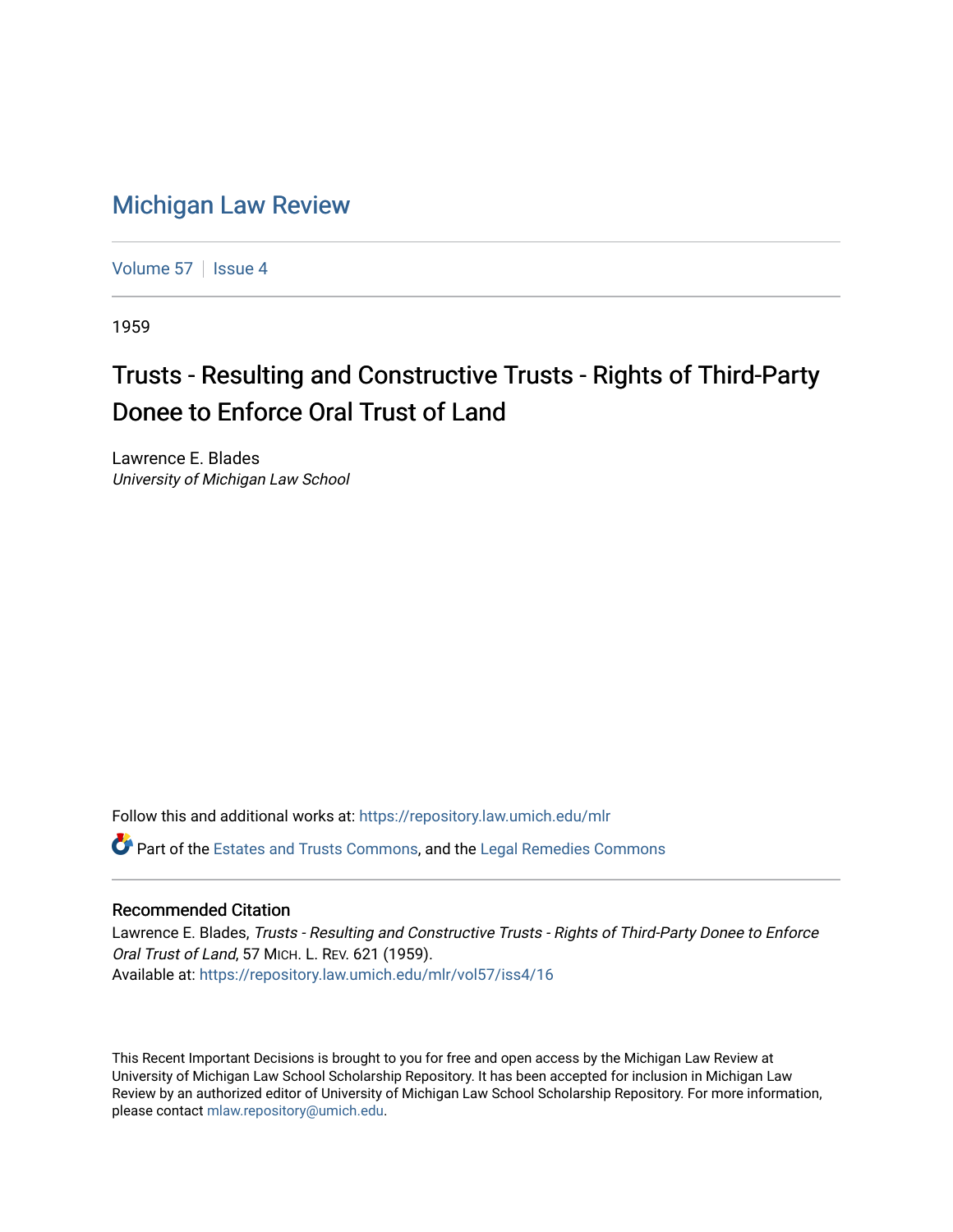# Michigan Law Review

Volume 57 | Issue 4

1959

## Trusts - Resulting and Constructive Trusts - Rights of Third-Party Donee to Enforce Oral Trust of Land

Lawrence E. Blades
*University of Michigan Law School*

Follow this and additional works at: https://repository.law.umich.edu/mlr

Part of the Estates and Trusts Commons, and the Legal Remedies Commons

### Recommended Citation

Lawrence E. Blades, *Trusts - Resulting and Constructive Trusts - Rights of Third-Party Donee to Enforce Oral Trust of Land*, 57 MICH. L. REV. 621 (1959).
Available at: https://repository.law.umich.edu/mlr/vol57/iss4/16

This Recent Important Decisions is brought to you for free and open access by the Michigan Law Review at University of Michigan Law School Scholarship Repository. It has been accepted for inclusion in Michigan Law Review by an authorized editor of University of Michigan Law School Scholarship Repository. For more information, please contact mlaw.repository@umich.edu.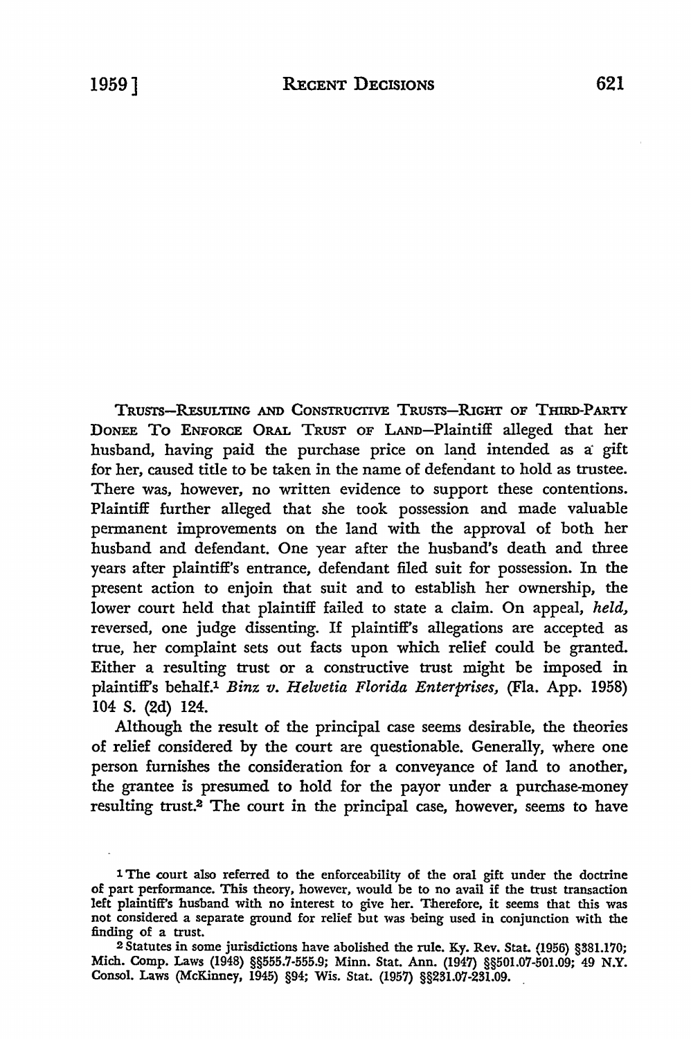TRUSTS—RESULTING AND CONSTRUCTIVE TRUSTS—RIGHT OF THIRD-PARTY DONEE TO ENFORCE ORAL TRUST OF LAND—Plaintiff alleged that her husband, having paid the purchase price on land intended as a gift for her, caused title to be taken in the name of defendant to hold as trustee. There was, however, no written evidence to support these contentions. Plaintiff further alleged that she took possession and made valuable permanent improvements on the land with the approval of both her husband and defendant. One year after the husband's death and three years after plaintiff's entrance, defendant filed suit for possession. In the present action to enjoin that suit and to establish her ownership, the lower court held that plaintiff failed to state a claim. On appeal, *held,* reversed, one judge dissenting. If plaintiff's allegations are accepted as true, her complaint sets out facts upon which relief could be granted. Either a resulting trust or a constructive trust might be imposed in plaintiff's behalf.[1] *Binz v. Helvetia Florida Enterprises,* (Fla. App. 1958) 104 S. (2d) 124.

Although the result of the principal case seems desirable, the theories of relief considered by the court are questionable. Generally, where one person furnishes the consideration for a conveyance of land to another, the grantee is presumed to hold for the payor under a purchase-money resulting trust.[2] The court in the principal case, however, seems to have

---

[1] The court also referred to the enforceability of the oral gift under the doctrine of part performance. This theory, however, would be to no avail if the trust transaction left plaintiff's husband with no interest to give her. Therefore, it seems that this was not considered a separate ground for relief but was being used in conjunction with the finding of a trust.

[2] Statutes in some jurisdictions have abolished the rule. Ky. Rev. Stat. (1956) §381.170; Mich. Comp. Laws (1948) §§555.7-555.9; Minn. Stat. Ann. (1947) §§501.07-501.09; 49 N.Y. Consol. Laws (McKinney, 1945) §94; Wis. Stat. (1957) §§231.07-231.09.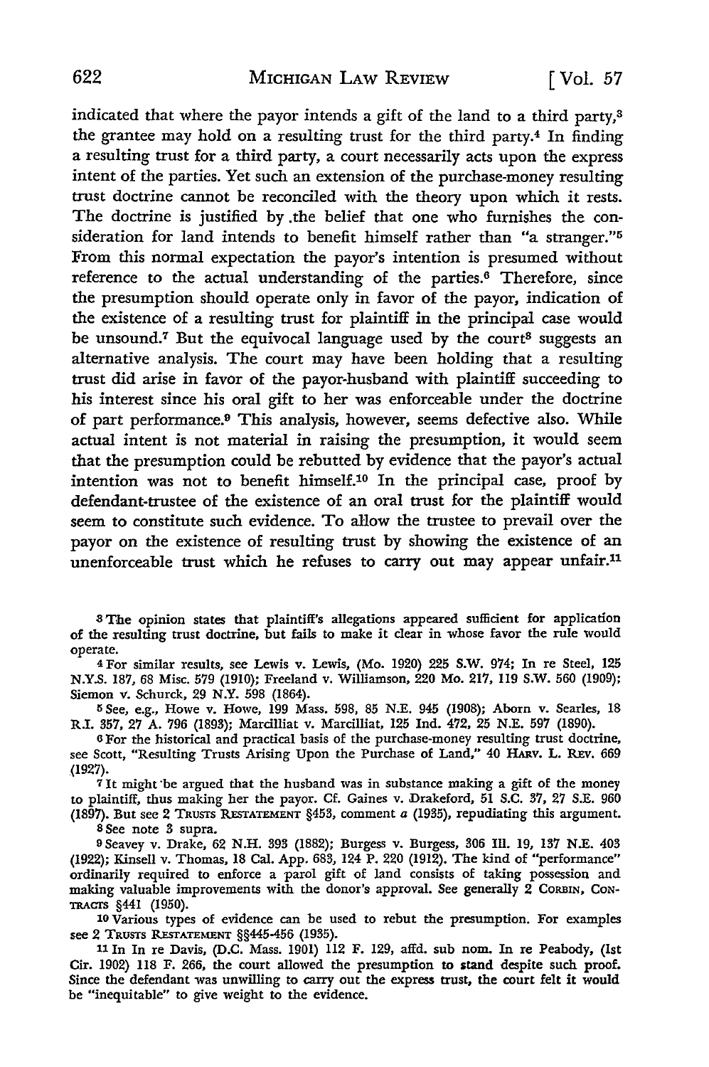indicated that where the payor intends a gift of the land to a third party,[3] the grantee may hold on a resulting trust for the third party.[4] In finding a resulting trust for a third party, a court necessarily acts upon the express intent of the parties. Yet such an extension of the purchase-money resulting trust doctrine cannot be reconciled with the theory upon which it rests. The doctrine is justified by the belief that one who furnishes the consideration for land intends to benefit himself rather than "a stranger."[5] From this normal expectation the payor's intention is presumed without reference to the actual understanding of the parties.[6] Therefore, since the presumption should operate only in favor of the payor, indication of the existence of a resulting trust for plaintiff in the principal case would be unsound.[7] But the equivocal language used by the court[8] suggests an alternative analysis. The court may have been holding that a resulting trust did arise in favor of the payor-husband with plaintiff succeeding to his interest since his oral gift to her was enforceable under the doctrine of part performance.[9] This analysis, however, seems defective also. While actual intent is not material in raising the presumption, it would seem that the presumption could be rebutted by evidence that the payor's actual intention was not to benefit himself.[10] In the principal case, proof by defendant-trustee of the existence of an oral trust for the plaintiff would seem to constitute such evidence. To allow the trustee to prevail over the payor on the existence of resulting trust by showing the existence of an unenforceable trust which he refuses to carry out may appear unfair.[11]

---

[3] The opinion states that plaintiff's allegations appeared sufficient for application of the resulting trust doctrine, but fails to make it clear in whose favor the rule would operate.

[4] For similar results, see Lewis v. Lewis, (Mo. 1920) 225 S.W. 974; In re Steel, 125 N.Y.S. 187, 68 Misc. 579 (1910); Freeland v. Williamson, 220 Mo. 217, 119 S.W. 560 (1909); Siemon v. Schurck, 29 N.Y. 598 (1864).

[5] See, e.g., Howe v. Howe, 199 Mass. 598, 85 N.E. 945 (1908); Aborn v. Searles, 18 R.I. 357, 27 A. 796 (1893); Marcilliat v. Marcilliat, 125 Ind. 472, 25 N.E. 597 (1890).

[6] For the historical and practical basis of the purchase-money resulting trust doctrine, see Scott, "Resulting Trusts Arising Upon the Purchase of Land," 40 HARV. L. REV. 669 (1927).

[7] It might be argued that the husband was in substance making a gift of the money to plaintiff, thus making her the payor. Cf. Gaines v. Drakeford, 51 S.C. 37, 27 S.E. 960 (1897). But see 2 TRUSTS RESTATEMENT §453, comment *a* (1935), repudiating this argument.

[8] See note 3 supra.

[9] Seavey v. Drake, 62 N.H. 393 (1882); Burgess v. Burgess, 306 Ill. 19, 137 N.E. 403 (1922); Kinsell v. Thomas, 18 Cal. App. 683, 124 P. 220 (1912). The kind of "performance" ordinarily required to enforce a parol gift of land consists of taking possession and making valuable improvements with the donor's approval. See generally 2 CORBIN, CONTRACTS §441 (1950).

[10] Various types of evidence can be used to rebut the presumption. For examples see 2 TRUSTS RESTATEMENT §§445-456 (1935).

[11] In In re Davis, (D.C. Mass. 1901) 112 F. 129, affd. sub nom. In re Peabody, (1st Cir. 1902) 118 F. 266, the court allowed the presumption to stand despite such proof. Since the defendant was unwilling to carry out the express trust, the court felt it would be "inequitable" to give weight to the evidence.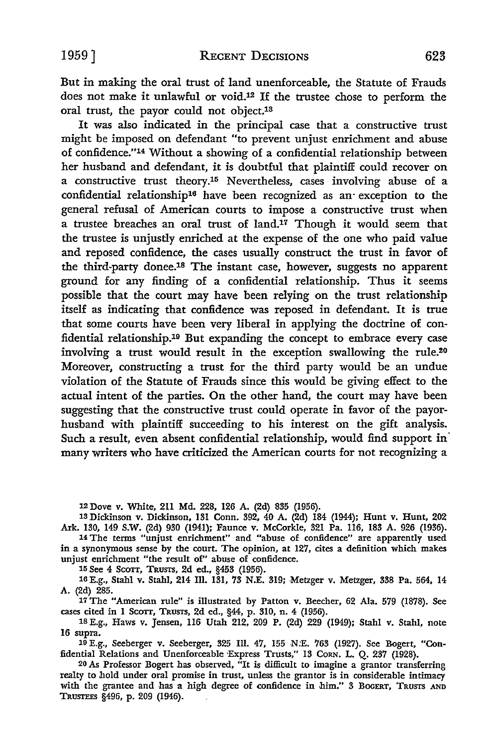But in making the oral trust of land unenforceable, the Statute of Frauds does not make it unlawful or void.[12] If the trustee chose to perform the oral trust, the payor could not object.[13]

It was also indicated in the principal case that a constructive trust might be imposed on defendant "to prevent unjust enrichment and abuse of confidence."[14] Without a showing of a confidential relationship between her husband and defendant, it is doubtful that plaintiff could recover on a constructive trust theory.[15] Nevertheless, cases involving abuse of a confidential relationship[16] have been recognized as an exception to the general refusal of American courts to impose a constructive trust when a trustee breaches an oral trust of land.[17] Though it would seem that the trustee is unjustly enriched at the expense of the one who paid value and reposed confidence, the cases usually construct the trust in favor of the third-party donee.[18] The instant case, however, suggests no apparent ground for any finding of a confidential relationship. Thus it seems possible that the court may have been relying on the trust relationship itself as indicating that confidence was reposed in defendant. It is true that some courts have been very liberal in applying the doctrine of confidential relationship.[19] But expanding the concept to embrace every case involving a trust would result in the exception swallowing the rule.[20] Moreover, constructing a trust for the third party would be an undue violation of the Statute of Frauds since this would be giving effect to the actual intent of the parties. On the other hand, the court may have been suggesting that the constructive trust could operate in favor of the payor-husband with plaintiff succeeding to his interest on the gift analysis. Such a result, even absent confidential relationship, would find support in many writers who have criticized the American courts for not recognizing a

---

[12] Dove v. White, 211 Md. 228, 126 A. (2d) 835 (1956).

[13] Dickinson v. Dickinson, 131 Conn. 392, 40 A. (2d) 184 (1944); Hunt v. Hunt, 202 Ark. 130, 149 S.W. (2d) 930 (1941); Faunce v. McCorkle, 321 Pa. 116, 183 A. 926 (1936).

[14] The terms "unjust enrichment" and "abuse of confidence" are apparently used in a synonymous sense by the court. The opinion, at 127, cites a definition which makes unjust enrichment "the result of" abuse of confidence.

[15] See 4 Scott, Trusts, 2d ed., §453 (1956).

[16] E.g., Stahl v. Stahl, 214 Ill. 131, 73 N.E. 319; Metzger v. Metzger, 338 Pa. 564, 14 A. (2d) 285.

[17] The "American rule" is illustrated by Patton v. Beecher, 62 Ala. 579 (1878). See cases cited in 1 Scott, Trusts, 2d ed., §44, p. 310, n. 4 (1956).

[18] E.g., Haws v. Jensen, 116 Utah 212, 209 P. (2d) 229 (1949); Stahl v. Stahl, note 16 supra.

[19] E.g., Seeberger v. Seeberger, 325 Ill. 47, 155 N.E. 763 (1927). See Bogert, "Confidential Relations and Unenforceable Express Trusts," 13 Corn. L. Q. 237 (1928).

[20] As Professor Bogert has observed, "It is difficult to imagine a grantor transferring realty to hold under oral promise in trust, unless the grantor is in considerable intimacy with the grantee and has a high degree of confidence in him." 3 Bogert, Trusts and Trustees §496, p. 209 (1946).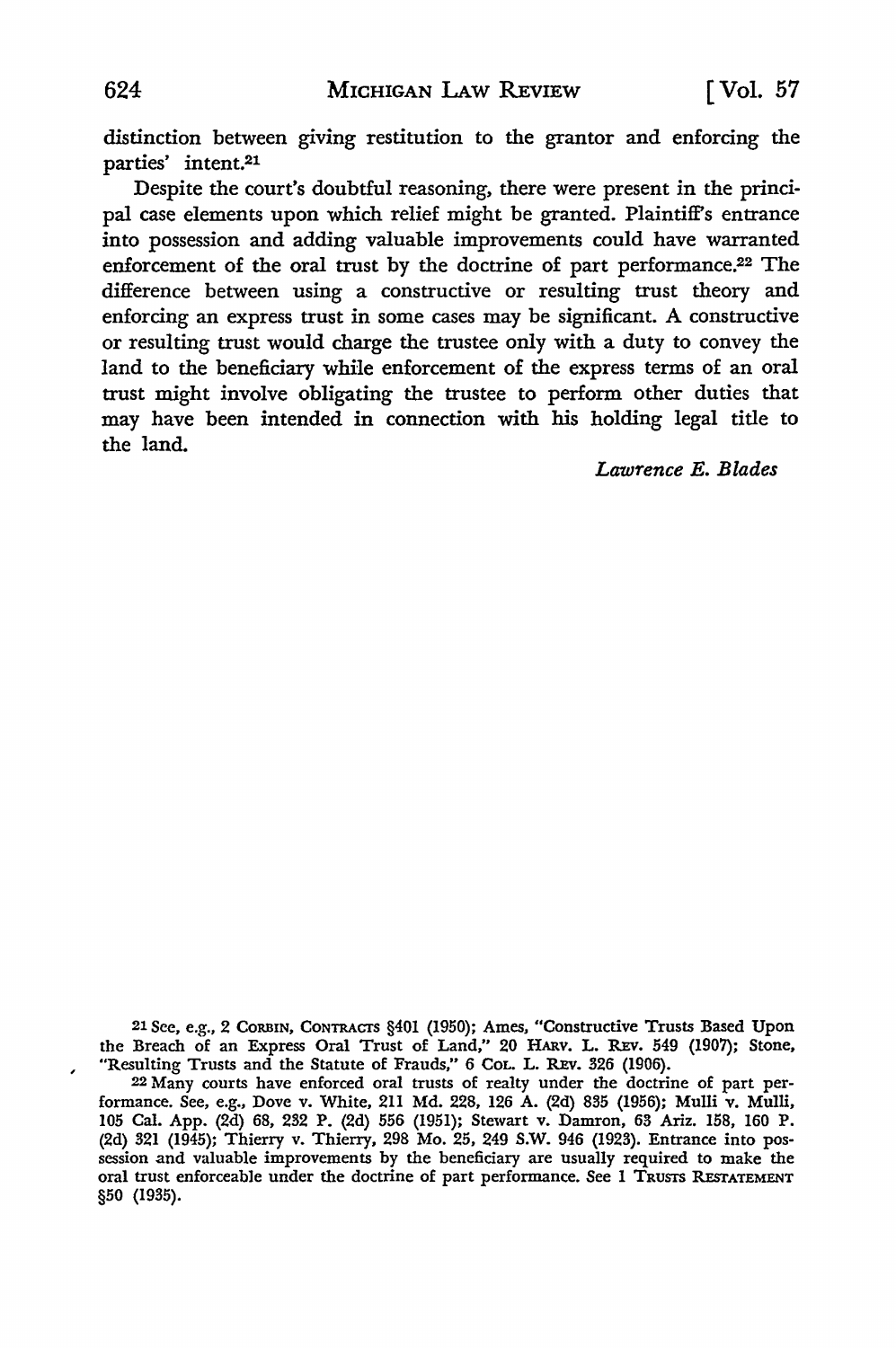distinction between giving restitution to the grantor and enforcing the parties' intent.[21]

Despite the court's doubtful reasoning, there were present in the principal case elements upon which relief might be granted. Plaintiff's entrance into possession and adding valuable improvements could have warranted enforcement of the oral trust by the doctrine of part performance.[22] The difference between using a constructive or resulting trust theory and enforcing an express trust in some cases may be significant. A constructive or resulting trust would charge the trustee only with a duty to convey the land to the beneficiary while enforcement of the express terms of an oral trust might involve obligating the trustee to perform other duties that may have been intended in connection with his holding legal title to the land.

*Lawrence E. Blades*

---

21 See, e.g., 2 CORBIN, CONTRACTS §401 (1950); Ames, "Constructive Trusts Based Upon the Breach of an Express Oral Trust of Land," 20 HARV. L. REV. 549 (1907); Stone, "Resulting Trusts and the Statute of Frauds," 6 COL. L. REV. 326 (1906).

22 Many courts have enforced oral trusts of realty under the doctrine of part performance. See, e.g., Dove v. White, 211 Md. 228, 126 A. (2d) 835 (1956); Mulli v. Mulli, 105 Cal. App. (2d) 68, 232 P. (2d) 556 (1951); Stewart v. Damron, 63 Ariz. 158, 160 P. (2d) 321 (1945); Thierry v. Thierry, 298 Mo. 25, 249 S.W. 946 (1923). Entrance into possession and valuable improvements by the beneficiary are usually required to make the oral trust enforceable under the doctrine of part performance. See 1 TRUSTS RESTATEMENT §50 (1935).